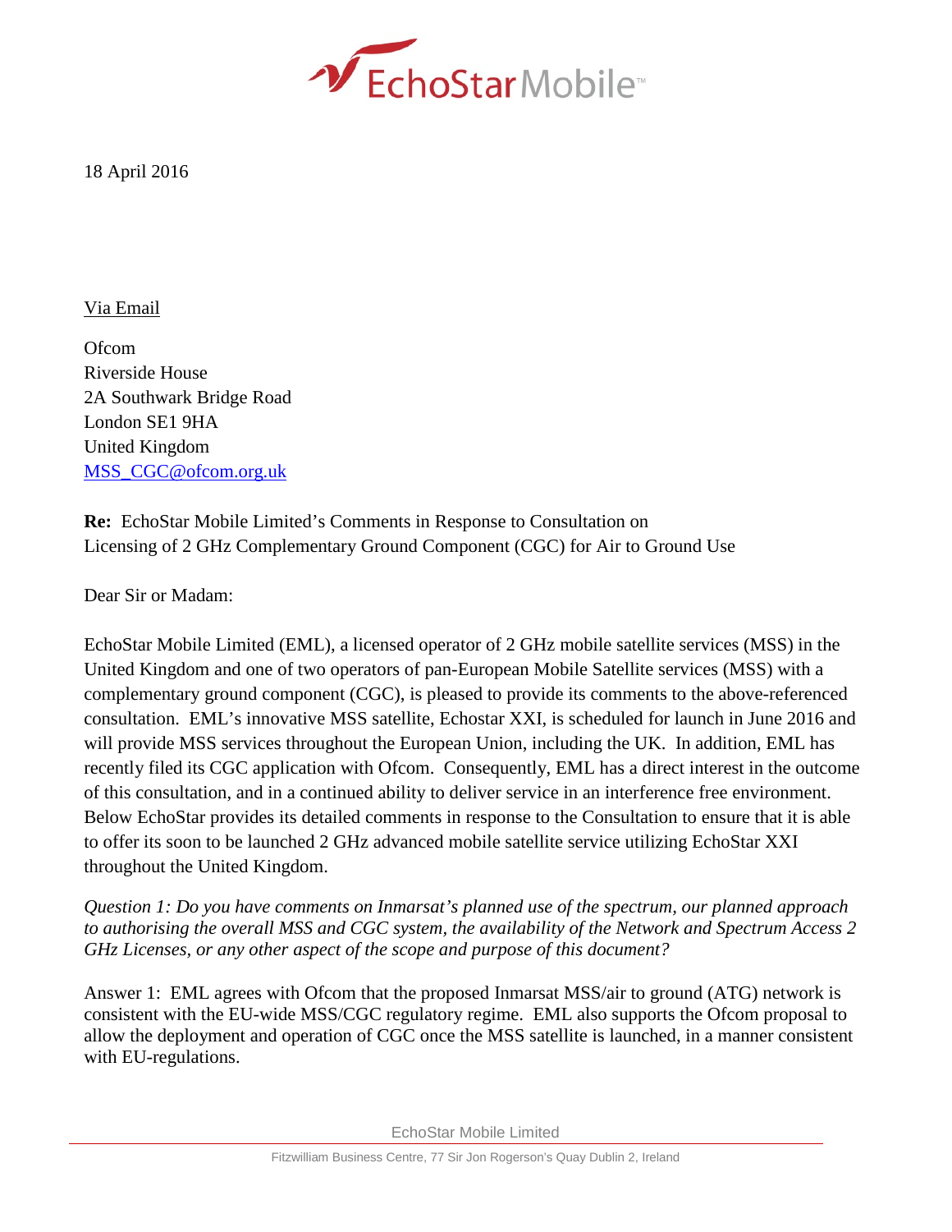EchoStar Mobile™

18 April 2016

Via Email

Ofcom
Riverside House
2A Southwark Bridge Road
London SE1 9HA
United Kingdom
MSS_CGC@ofcom.org.uk

**Re:** EchoStar Mobile Limited's Comments in Response to Consultation on Licensing of 2 GHz Complementary Ground Component (CGC) for Air to Ground Use

Dear Sir or Madam:

EchoStar Mobile Limited (EML), a licensed operator of 2 GHz mobile satellite services (MSS) in the United Kingdom and one of two operators of pan-European Mobile Satellite services (MSS) with a complementary ground component (CGC), is pleased to provide its comments to the above-referenced consultation. EML's innovative MSS satellite, Echostar XXI, is scheduled for launch in June 2016 and will provide MSS services throughout the European Union, including the UK. In addition, EML has recently filed its CGC application with Ofcom. Consequently, EML has a direct interest in the outcome of this consultation, and in a continued ability to deliver service in an interference free environment. Below EchoStar provides its detailed comments in response to the Consultation to ensure that it is able to offer its soon to be launched 2 GHz advanced mobile satellite service utilizing EchoStar XXI throughout the United Kingdom.

*Question 1: Do you have comments on Inmarsat's planned use of the spectrum, our planned approach to authorising the overall MSS and CGC system, the availability of the Network and Spectrum Access 2 GHz Licenses, or any other aspect of the scope and purpose of this document?*

Answer 1: EML agrees with Ofcom that the proposed Inmarsat MSS/air to ground (ATG) network is consistent with the EU-wide MSS/CGC regulatory regime. EML also supports the Ofcom proposal to allow the deployment and operation of CGC once the MSS satellite is launched, in a manner consistent with EU-regulations.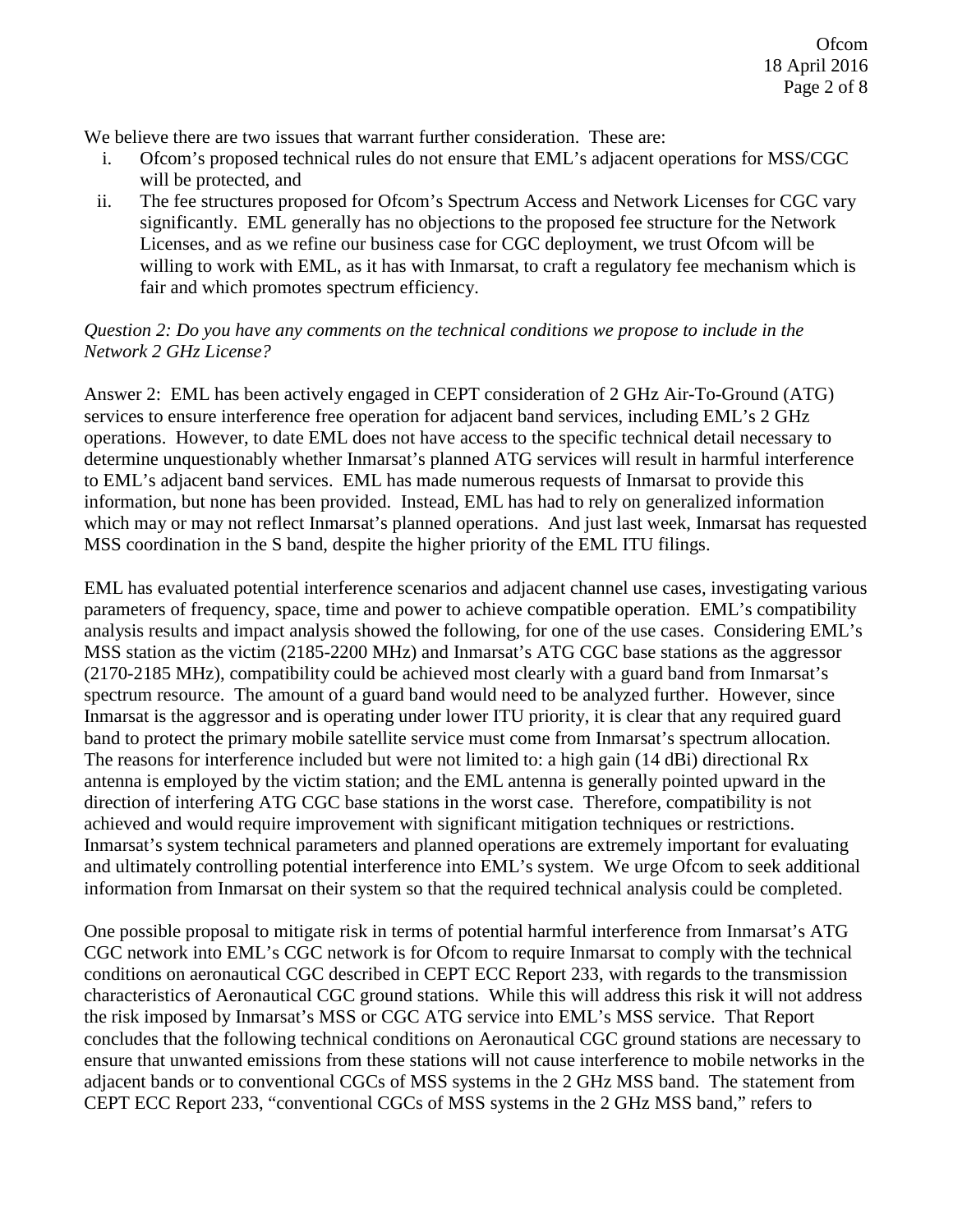We believe there are two issues that warrant further consideration. These are:

i. Ofcom's proposed technical rules do not ensure that EML's adjacent operations for MSS/CGC will be protected, and
ii. The fee structures proposed for Ofcom's Spectrum Access and Network Licenses for CGC vary significantly. EML generally has no objections to the proposed fee structure for the Network Licenses, and as we refine our business case for CGC deployment, we trust Ofcom will be willing to work with EML, as it has with Inmarsat, to craft a regulatory fee mechanism which is fair and which promotes spectrum efficiency.

*Question 2: Do you have any comments on the technical conditions we propose to include in the Network 2 GHz License?*

Answer 2: EML has been actively engaged in CEPT consideration of 2 GHz Air-To-Ground (ATG) services to ensure interference free operation for adjacent band services, including EML's 2 GHz operations. However, to date EML does not have access to the specific technical detail necessary to determine unquestionably whether Inmarsat's planned ATG services will result in harmful interference to EML's adjacent band services. EML has made numerous requests of Inmarsat to provide this information, but none has been provided. Instead, EML has had to rely on generalized information which may or may not reflect Inmarsat's planned operations. And just last week, Inmarsat has requested MSS coordination in the S band, despite the higher priority of the EML ITU filings.

EML has evaluated potential interference scenarios and adjacent channel use cases, investigating various parameters of frequency, space, time and power to achieve compatible operation. EML's compatibility analysis results and impact analysis showed the following, for one of the use cases. Considering EML's MSS station as the victim (2185-2200 MHz) and Inmarsat's ATG CGC base stations as the aggressor (2170-2185 MHz), compatibility could be achieved most clearly with a guard band from Inmarsat's spectrum resource. The amount of a guard band would need to be analyzed further. However, since Inmarsat is the aggressor and is operating under lower ITU priority, it is clear that any required guard band to protect the primary mobile satellite service must come from Inmarsat's spectrum allocation. The reasons for interference included but were not limited to: a high gain (14 dBi) directional Rx antenna is employed by the victim station; and the EML antenna is generally pointed upward in the direction of interfering ATG CGC base stations in the worst case. Therefore, compatibility is not achieved and would require improvement with significant mitigation techniques or restrictions. Inmarsat's system technical parameters and planned operations are extremely important for evaluating and ultimately controlling potential interference into EML's system. We urge Ofcom to seek additional information from Inmarsat on their system so that the required technical analysis could be completed.

One possible proposal to mitigate risk in terms of potential harmful interference from Inmarsat's ATG CGC network into EML's CGC network is for Ofcom to require Inmarsat to comply with the technical conditions on aeronautical CGC described in CEPT ECC Report 233, with regards to the transmission characteristics of Aeronautical CGC ground stations. While this will address this risk it will not address the risk imposed by Inmarsat's MSS or CGC ATG service into EML's MSS service. That Report concludes that the following technical conditions on Aeronautical CGC ground stations are necessary to ensure that unwanted emissions from these stations will not cause interference to mobile networks in the adjacent bands or to conventional CGCs of MSS systems in the 2 GHz MSS band. The statement from CEPT ECC Report 233, "conventional CGCs of MSS systems in the 2 GHz MSS band," refers to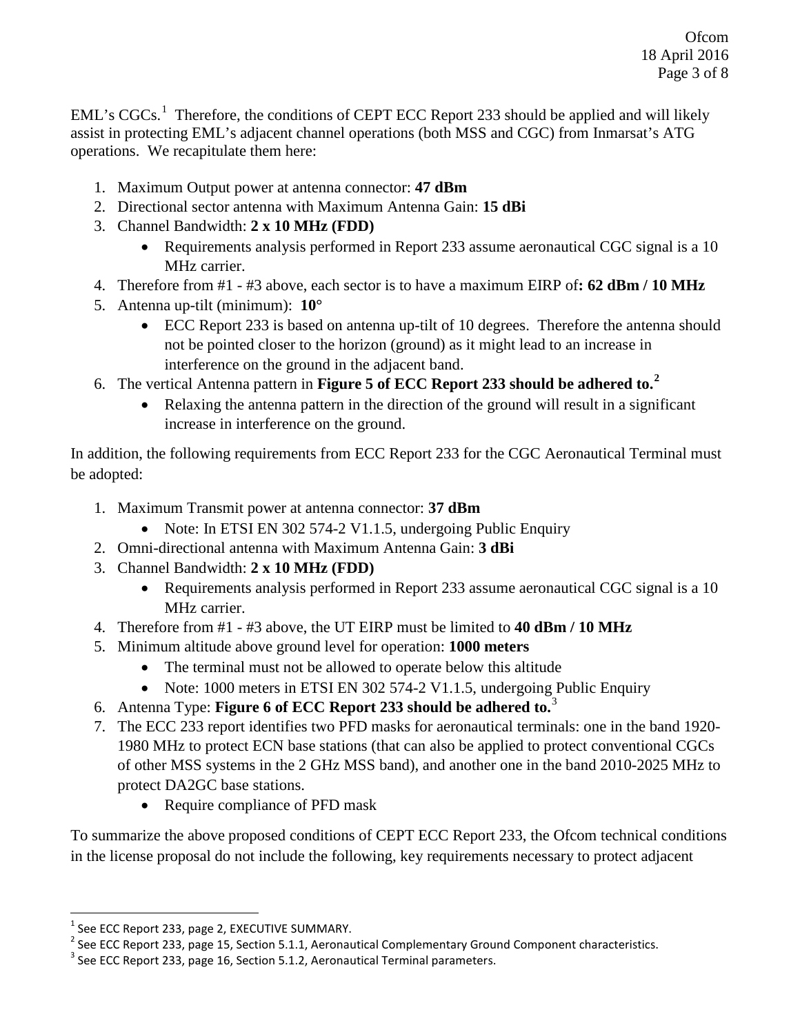EML's CGCs.[1] Therefore, the conditions of CEPT ECC Report 233 should be applied and will likely assist in protecting EML's adjacent channel operations (both MSS and CGC) from Inmarsat's ATG operations. We recapitulate them here:

1. Maximum Output power at antenna connector: **47 dBm**
2. Directional sector antenna with Maximum Antenna Gain: **15 dBi**
3. Channel Bandwidth: **2 x 10 MHz (FDD)**
   - Requirements analysis performed in Report 233 assume aeronautical CGC signal is a 10 MHz carrier.
4. Therefore from #1 - #3 above, each sector is to have a maximum EIRP of**: 62 dBm / 10 MHz**
5. Antenna up-tilt (minimum): **10°**
   - ECC Report 233 is based on antenna up-tilt of 10 degrees. Therefore the antenna should not be pointed closer to the horizon (ground) as it might lead to an increase in interference on the ground in the adjacent band.
6. The vertical Antenna pattern in **Figure 5 of ECC Report 233 should be adhered to.**[2]
   - Relaxing the antenna pattern in the direction of the ground will result in a significant increase in interference on the ground.

In addition, the following requirements from ECC Report 233 for the CGC Aeronautical Terminal must be adopted:

1. Maximum Transmit power at antenna connector: **37 dBm**
   - Note: In ETSI EN 302 574-2 V1.1.5, undergoing Public Enquiry
2. Omni-directional antenna with Maximum Antenna Gain: **3 dBi**
3. Channel Bandwidth: **2 x 10 MHz (FDD)**
   - Requirements analysis performed in Report 233 assume aeronautical CGC signal is a 10 MHz carrier.
4. Therefore from #1 - #3 above, the UT EIRP must be limited to **40 dBm / 10 MHz**
5. Minimum altitude above ground level for operation: **1000 meters**
   - The terminal must not be allowed to operate below this altitude
   - Note: 1000 meters in ETSI EN 302 574-2 V1.1.5, undergoing Public Enquiry
6. Antenna Type: **Figure 6 of ECC Report 233 should be adhered to.**[3]
7. The ECC 233 report identifies two PFD masks for aeronautical terminals: one in the band 1920-1980 MHz to protect ECN base stations (that can also be applied to protect conventional CGCs of other MSS systems in the 2 GHz MSS band), and another one in the band 2010-2025 MHz to protect DA2GC base stations.
   - Require compliance of PFD mask

To summarize the above proposed conditions of CEPT ECC Report 233, the Ofcom technical conditions in the license proposal do not include the following, key requirements necessary to protect adjacent

---

[1] See ECC Report 233, page 2, EXECUTIVE SUMMARY.

[2] See ECC Report 233, page 15, Section 5.1.1, Aeronautical Complementary Ground Component characteristics.

[3] See ECC Report 233, page 16, Section 5.1.2, Aeronautical Terminal parameters.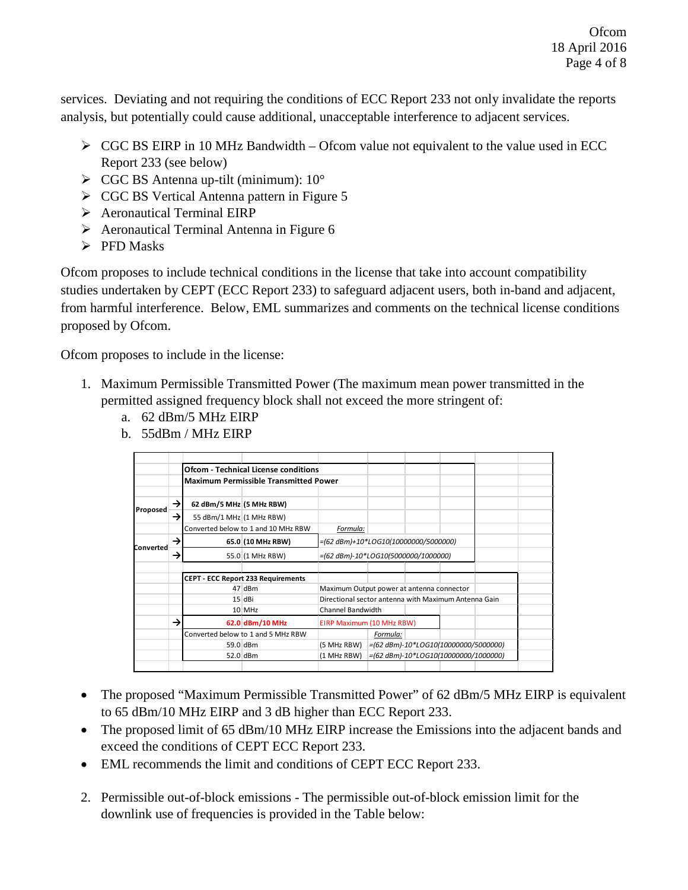services. Deviating and not requiring the conditions of ECC Report 233 not only invalidate the reports analysis, but potentially could cause additional, unacceptable interference to adjacent services.

- CGC BS EIRP in 10 MHz Bandwidth – Ofcom value not equivalent to the value used in ECC Report 233 (see below)
- CGC BS Antenna up-tilt (minimum): 10°
- CGC BS Vertical Antenna pattern in Figure 5
- Aeronautical Terminal EIRP
- Aeronautical Terminal Antenna in Figure 6
- PFD Masks

Ofcom proposes to include technical conditions in the license that take into account compatibility studies undertaken by CEPT (ECC Report 233) to safeguard adjacent users, both in-band and adjacent, from harmful interference. Below, EML summarizes and comments on the technical license conditions proposed by Ofcom.

Ofcom proposes to include in the license:

1. Maximum Permissible Transmitted Power (The maximum mean power transmitted in the permitted assigned frequency block shall not exceed the more stringent of:
   a. 62 dBm/5 MHz EIRP
   b. 55dBm / MHz EIRP

| | | **Ofcom - Technical License conditions** | | | |
|---|---|---|---|---|---|
| | | **Maximum Permissible Transmitted Power** | | | |
| **Proposed** | → | **62 dBm/5 MHz** | **(5 MHz RBW)** | | |
| | → | 55 dBm/1 MHz | (1 MHz RBW) | | |
| | | Converted below to 1 and 10 MHz RBW | | *Formula:* | |
| **Converted** | → | **65.0** | **(10 MHz RBW)** | *=(62 dBm)+10\*LOG10(10000000/5000000)* | |
| | → | 55.0 | (1 MHz RBW) | *=(62 dBm)-10\*LOG10(5000000/1000000)* | |
| | | **CEPT - ECC Report 233 Requirements** | | | |
| | | 47 | dBm | Maximum Output power at antenna connector | |
| | | 15 | dBi | Directional sector antenna with Maximum Antenna Gain | |
| | | 10 | MHz | Channel Bandwidth | |
| | → | **62.0** | **dBm/10 MHz** | EIRP Maximum (10 MHz RBW) | |
| | | Converted below to 1 and 5 MHz RBW | | | *Formula:* |
| | | 59.0 | dBm | (5 MHz RBW) | *=(62 dBm)-10\*LOG10(10000000/5000000)* |
| | | 52.0 | dBm | (1 MHz RBW) | *=(62 dBm)-10\*LOG10(10000000/1000000)* |

- The proposed "Maximum Permissible Transmitted Power" of 62 dBm/5 MHz EIRP is equivalent to 65 dBm/10 MHz EIRP and 3 dB higher than ECC Report 233.
- The proposed limit of 65 dBm/10 MHz EIRP increase the Emissions into the adjacent bands and exceed the conditions of CEPT ECC Report 233.
- EML recommends the limit and conditions of CEPT ECC Report 233.

2. Permissible out-of-block emissions - The permissible out-of-block emission limit for the downlink use of frequencies is provided in the Table below: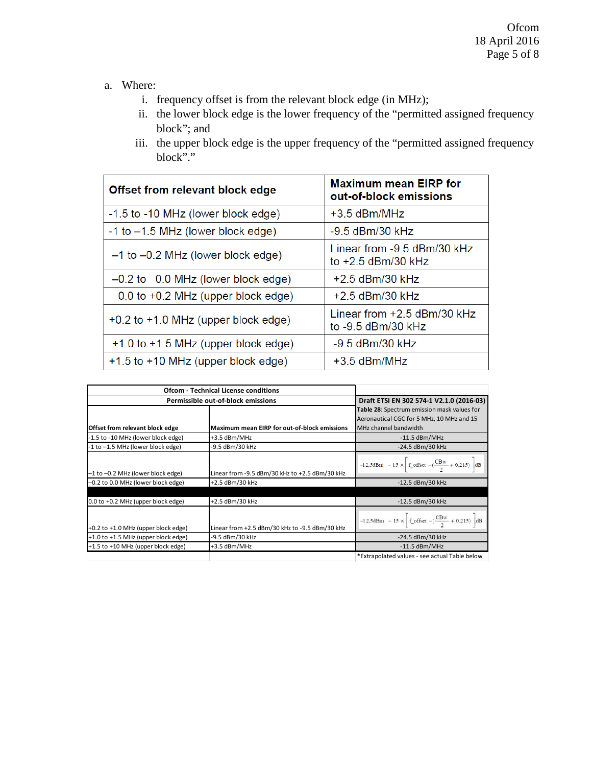a. Where:

   i. frequency offset is from the relevant block edge (in MHz);

   ii. the lower block edge is the lower frequency of the "permitted assigned frequency block"; and

   iii. the upper block edge is the upper frequency of the "permitted assigned frequency block"."

| Offset from relevant block edge | Maximum mean EIRP for out-of-block emissions |
|---|---|
| -1.5 to -10 MHz (lower block edge) | +3.5 dBm/MHz |
| -1 to –1.5 MHz (lower block edge) | -9.5 dBm/30 kHz |
| –1 to –0.2 MHz (lower block edge) | Linear from -9.5 dBm/30 kHz to +2.5 dBm/30 kHz |
| –0.2 to 0.0 MHz (lower block edge) | +2.5 dBm/30 kHz |
| 0.0 to +0.2 MHz (upper block edge) | +2.5 dBm/30 kHz |
| +0.2 to +1.0 MHz (upper block edge) | Linear from +2.5 dBm/30 kHz to -9.5 dBm/30 kHz |
| +1.0 to +1.5 MHz (upper block edge) | -9.5 dBm/30 kHz |
| +1.5 to +10 MHz (upper block edge) | +3.5 dBm/MHz |

| Ofcom - Technical License conditions | | |
|---|---|---|
| Permissible out-of-block emissions | | Draft ETSI EN 302 574-1 V2.1.0 (2016-03) |
| Offset from relevant block edge | Maximum mean EIRP for out-of-block emissions | **Table 28**: Spectrum emission mask values for Aeronautical CGC for 5 MHz, 10 MHz and 15 MHz channel bandwidth |
| -1.5 to -10 MHz (lower block edge) | +3.5 dBm/MHz | -11.5 dBm/MHz |
| -1 to –1.5 MHz (lower block edge) | -9.5 dBm/30 kHz | -24.5 dBm/30 kHz |
| –1 to –0.2 MHz (lower block edge) | Linear from -9.5 dBm/30 kHz to +2.5 dBm/30 kHz | $-12{,}5\text{dBm} - 15 \times \left[ \text{f\_offset} - (\frac{\text{CBw}}{2} + 0.215) \right] \text{dB}$ |
| –0.2 to 0.0 MHz (lower block edge) | +2.5 dBm/30 kHz | -12.5 dBm/30 kHz |
| | | |
| 0.0 to +0.2 MHz (upper block edge) | +2.5 dBm/30 kHz | -12.5 dBm/30 kHz |
| +0.2 to +1.0 MHz (upper block edge) | Linear from +2.5 dBm/30 kHz to -9.5 dBm/30 kHz | $-12{,}5\text{dBm} - 15 \times \left[ \text{f\_offset} - (\frac{\text{CBw}}{2} + 0.215) \right] \text{dB}$ |
| +1.0 to +1.5 MHz (upper block edge) | -9.5 dBm/30 kHz | -24.5 dBm/30 kHz |
| +1.5 to +10 MHz (upper block edge) | +3.5 dBm/MHz | -11.5 dBm/MHz |
| | | *Extrapolated values - see actual Table below |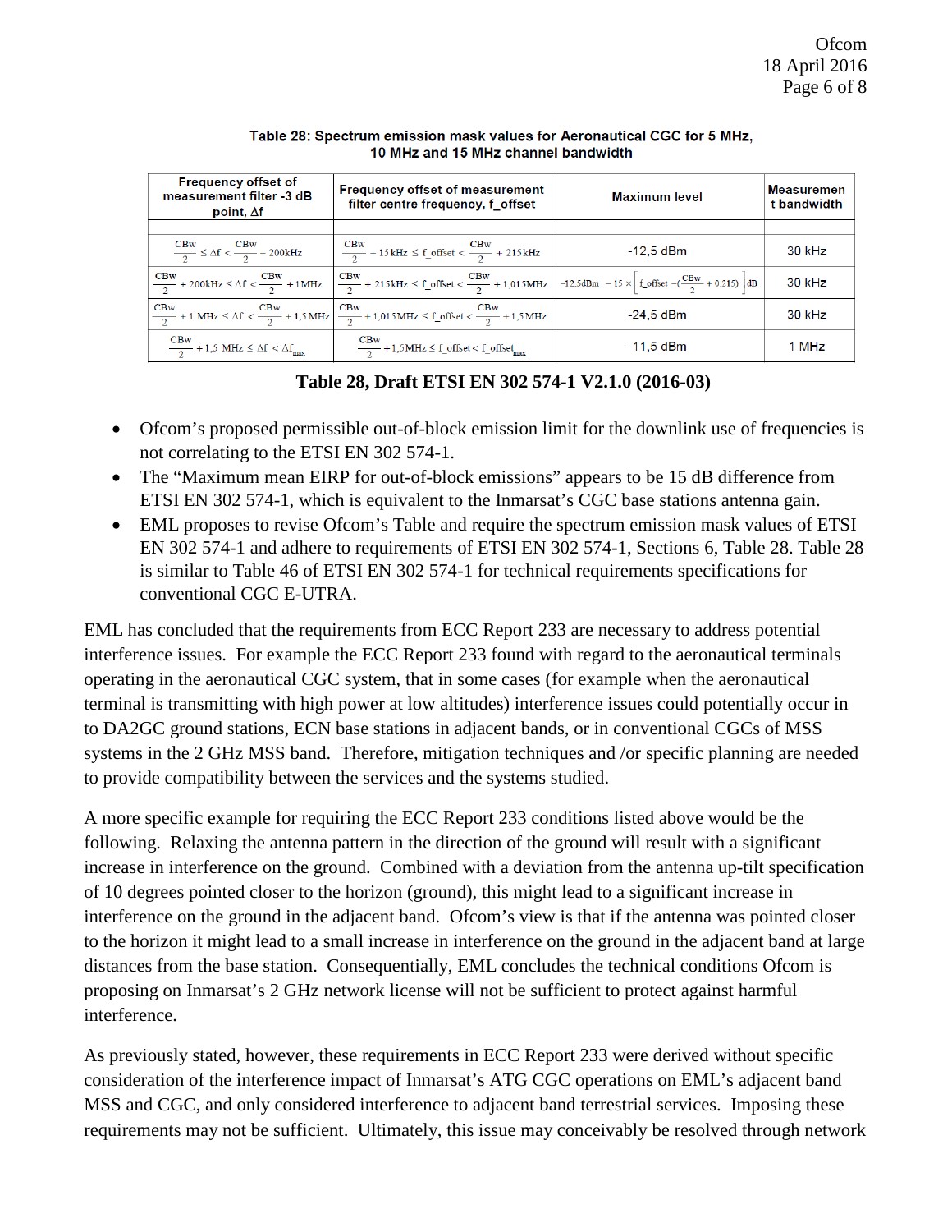**Table 28: Spectrum emission mask values for Aeronautical CGC for 5 MHz, 10 MHz and 15 MHz channel bandwidth**

| Frequency offset of measurement filter -3 dB point, Δf | Frequency offset of measurement filter centre frequency, f_offset | Maximum level | Measurement bandwidth |
|---|---|---|---|
| | | | |
| $\frac{CBw}{2} \leq \Delta f < \frac{CBw}{2} + 200kHz$ | $\frac{CBw}{2} + 15kHz \leq f\_offset < \frac{CBw}{2} + 215kHz$ | -12,5 dBm | 30 kHz |
| $\frac{CBw}{2} + 200kHz \leq \Delta f < \frac{CBw}{2} + 1MHz$ | $\frac{CBw}{2} + 215kHz \leq f\_offset < \frac{CBw}{2} + 1{,}015MHz$ | $-12{,}5dBm - 15 \times \left[ f\_offset - (\frac{CBw}{2} + 0{,}215) \right] dB$ | 30 kHz |
| $\frac{CBw}{2} + 1\ MHz \leq \Delta f < \frac{CBw}{2} + 1{,}5\ MHz$ | $\frac{CBw}{2} + 1{,}015MHz \leq f\_offset < \frac{CBw}{2} + 1{,}5\ MHz$ | -24,5 dBm | 30 kHz |
| $\frac{CBw}{2} + 1{,}5\ MHz \leq \Delta f < \Delta f_{max}$ | $\frac{CBw}{2} + 1{,}5MHz \leq f\_offset < f\_offset_{max}$ | -11,5 dBm | 1 MHz |

**Table 28, Draft ETSI EN 302 574-1 V2.1.0 (2016-03)**

- Ofcom's proposed permissible out-of-block emission limit for the downlink use of frequencies is not correlating to the ETSI EN 302 574-1.
- The "Maximum mean EIRP for out-of-block emissions" appears to be 15 dB difference from ETSI EN 302 574-1, which is equivalent to the Inmarsat's CGC base stations antenna gain.
- EML proposes to revise Ofcom's Table and require the spectrum emission mask values of ETSI EN 302 574-1 and adhere to requirements of ETSI EN 302 574-1, Sections 6, Table 28. Table 28 is similar to Table 46 of ETSI EN 302 574-1 for technical requirements specifications for conventional CGC E-UTRA.

EML has concluded that the requirements from ECC Report 233 are necessary to address potential interference issues. For example the ECC Report 233 found with regard to the aeronautical terminals operating in the aeronautical CGC system, that in some cases (for example when the aeronautical terminal is transmitting with high power at low altitudes) interference issues could potentially occur in to DA2GC ground stations, ECN base stations in adjacent bands, or in conventional CGCs of MSS systems in the 2 GHz MSS band. Therefore, mitigation techniques and /or specific planning are needed to provide compatibility between the services and the systems studied.

A more specific example for requiring the ECC Report 233 conditions listed above would be the following. Relaxing the antenna pattern in the direction of the ground will result with a significant increase in interference on the ground. Combined with a deviation from the antenna up-tilt specification of 10 degrees pointed closer to the horizon (ground), this might lead to a significant increase in interference on the ground in the adjacent band. Ofcom's view is that if the antenna was pointed closer to the horizon it might lead to a small increase in interference on the ground in the adjacent band at large distances from the base station. Consequentially, EML concludes the technical conditions Ofcom is proposing on Inmarsat's 2 GHz network license will not be sufficient to protect against harmful interference.

As previously stated, however, these requirements in ECC Report 233 were derived without specific consideration of the interference impact of Inmarsat's ATG CGC operations on EML's adjacent band MSS and CGC, and only considered interference to adjacent band terrestrial services. Imposing these requirements may not be sufficient. Ultimately, this issue may conceivably be resolved through network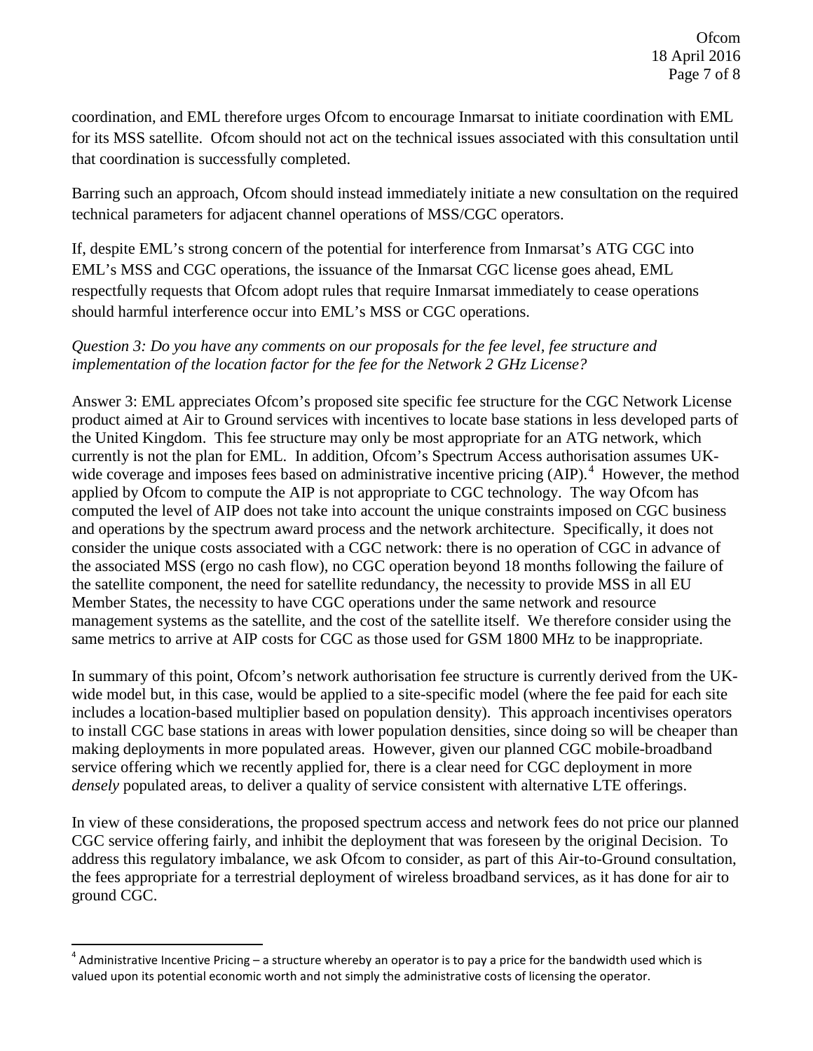coordination, and EML therefore urges Ofcom to encourage Inmarsat to initiate coordination with EML for its MSS satellite. Ofcom should not act on the technical issues associated with this consultation until that coordination is successfully completed.

Barring such an approach, Ofcom should instead immediately initiate a new consultation on the required technical parameters for adjacent channel operations of MSS/CGC operators.

If, despite EML's strong concern of the potential for interference from Inmarsat's ATG CGC into EML's MSS and CGC operations, the issuance of the Inmarsat CGC license goes ahead, EML respectfully requests that Ofcom adopt rules that require Inmarsat immediately to cease operations should harmful interference occur into EML's MSS or CGC operations.

*Question 3: Do you have any comments on our proposals for the fee level, fee structure and implementation of the location factor for the fee for the Network 2 GHz License?*

Answer 3: EML appreciates Ofcom's proposed site specific fee structure for the CGC Network License product aimed at Air to Ground services with incentives to locate base stations in less developed parts of the United Kingdom. This fee structure may only be most appropriate for an ATG network, which currently is not the plan for EML. In addition, Ofcom's Spectrum Access authorisation assumes UK-wide coverage and imposes fees based on administrative incentive pricing (AIP).[4] However, the method applied by Ofcom to compute the AIP is not appropriate to CGC technology. The way Ofcom has computed the level of AIP does not take into account the unique constraints imposed on CGC business and operations by the spectrum award process and the network architecture. Specifically, it does not consider the unique costs associated with a CGC network: there is no operation of CGC in advance of the associated MSS (ergo no cash flow), no CGC operation beyond 18 months following the failure of the satellite component, the need for satellite redundancy, the necessity to provide MSS in all EU Member States, the necessity to have CGC operations under the same network and resource management systems as the satellite, and the cost of the satellite itself. We therefore consider using the same metrics to arrive at AIP costs for CGC as those used for GSM 1800 MHz to be inappropriate.

In summary of this point, Ofcom's network authorisation fee structure is currently derived from the UK-wide model but, in this case, would be applied to a site-specific model (where the fee paid for each site includes a location-based multiplier based on population density). This approach incentivises operators to install CGC base stations in areas with lower population densities, since doing so will be cheaper than making deployments in more populated areas. However, given our planned CGC mobile-broadband service offering which we recently applied for, there is a clear need for CGC deployment in more *densely* populated areas, to deliver a quality of service consistent with alternative LTE offerings.

In view of these considerations, the proposed spectrum access and network fees do not price our planned CGC service offering fairly, and inhibit the deployment that was foreseen by the original Decision. To address this regulatory imbalance, we ask Ofcom to consider, as part of this Air-to-Ground consultation, the fees appropriate for a terrestrial deployment of wireless broadband services, as it has done for air to ground CGC.

[4] Administrative Incentive Pricing – a structure whereby an operator is to pay a price for the bandwidth used which is valued upon its potential economic worth and not simply the administrative costs of licensing the operator.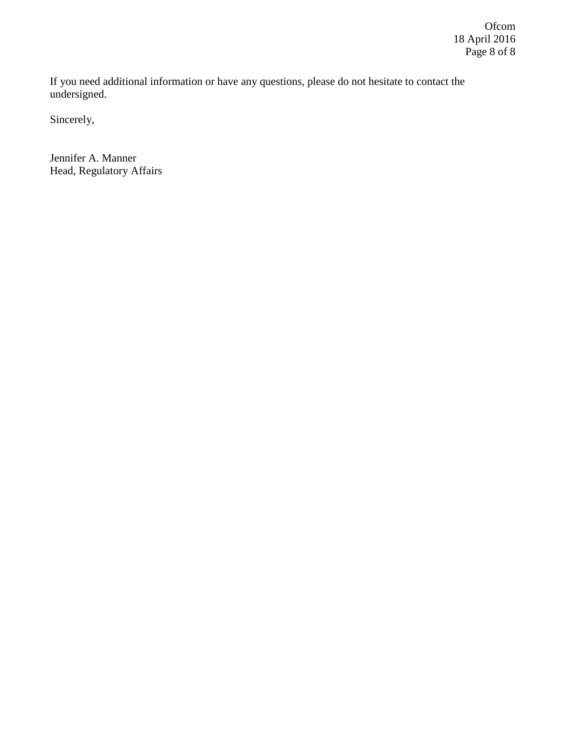If you need additional information or have any questions, please do not hesitate to contact the undersigned.

Sincerely,

Jennifer A. Manner
Head, Regulatory Affairs